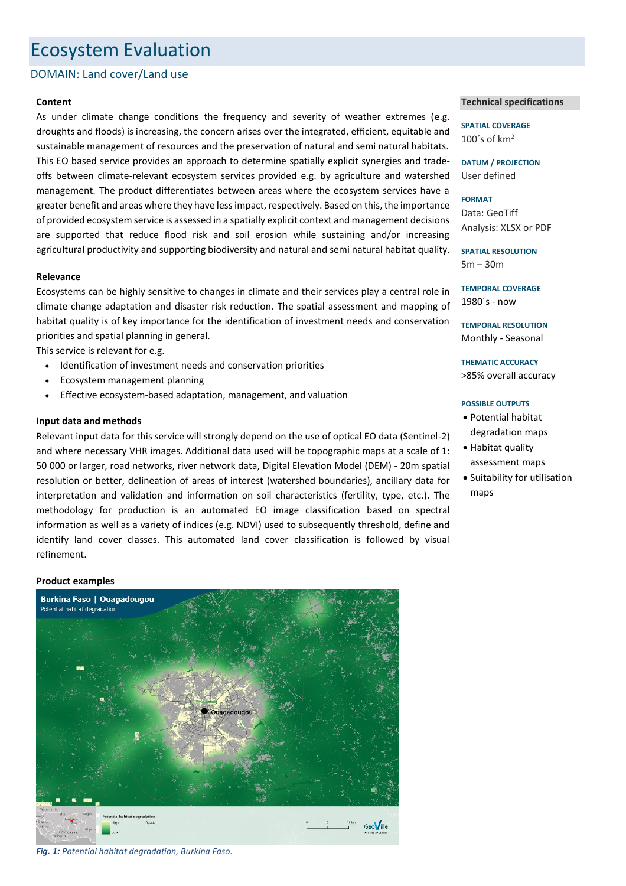# Ecosystem Evaluation

## DOMAIN: Land cover/Land use

### Content

As under climate change conditions the frequency and severity of weather extremes (e.g. droughts and floods) is increasing, the concern arises over the integrated, efficient, equitable and sustainable management of resources and the preservation of natural and semi natural habitats. This EO based service provides an approach to determine spatially explicit synergies and trade-offs between climate-relevant ecosystem services provided e.g. by agriculture and watershed management. The product differentiates between areas where the ecosystem services have a greater benefit and areas where they have less impact, respectively. Based on this, the importance of provided ecosystem service is assessed in a spatially explicit context and management decisions are supported that reduce flood risk and soil erosion while sustaining and/or increasing agricultural productivity and supporting biodiversity and natural and semi natural habitat quality.

### Relevance

Ecosystems can be highly sensitive to changes in climate and their services play a central role in climate change adaptation and disaster risk reduction. The spatial assessment and mapping of habitat quality is of key importance for the identification of investment needs and conservation priorities and spatial planning in general.

This service is relevant for e.g.

- Identification of investment needs and conservation priorities
- Ecosystem management planning
- Effective ecosystem-based adaptation, management, and valuation

### Input data and methods

Relevant input data for this service will strongly depend on the use of optical EO data (Sentinel-2) and where necessary VHR images. Additional data used will be topographic maps at a scale of 1: 50 000 or larger, road networks, river network data, Digital Elevation Model (DEM) - 20m spatial resolution or better, delineation of areas of interest (watershed boundaries), ancillary data for interpretation and validation and information on soil characteristics (fertility, type, etc.). The methodology for production is an automated EO image classification based on spectral information as well as a variety of indices (e.g. NDVI) used to subsequently threshold, define and identify land cover classes. This automated land cover classification is followed by visual refinement.

### Product examples

*Fig. 1: Potential habitat degradation, Burkina Faso.*

### Technical specifications

**SPATIAL COVERAGE**
100´s of km$^2$

**DATUM / PROJECTION**
User defined

**FORMAT**
Data: GeoTiff
Analysis: XLSX or PDF

**SPATIAL RESOLUTION**
5m – 30m

**TEMPORAL COVERAGE**
1980´s - now

**TEMPORAL RESOLUTION**
Monthly - Seasonal

**THEMATIC ACCURACY**
>85% overall accuracy

**POSSIBLE OUTPUTS**

- Potential habitat degradation maps
- Habitat quality assessment maps
- Suitability for utilisation maps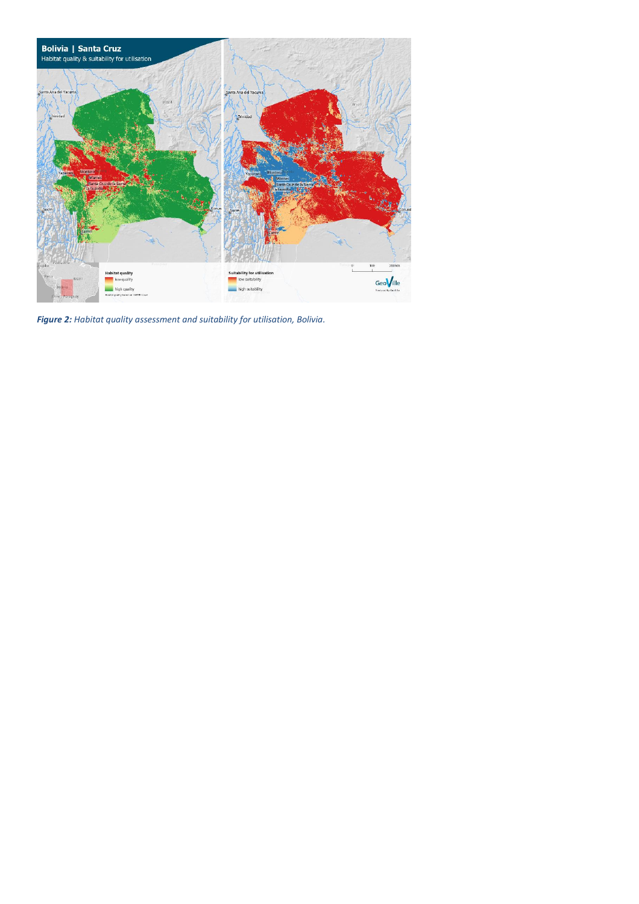**Bolivia | Santa Cruz**
Habitat quality & suitability for utilisation

Habitat quality
low quality
high quality

Suitability for utilisation
low suitability
high suitability

0 100 200 km

GeoVille

*Figure 2: Habitat quality assessment and suitability for utilisation, Bolivia.*